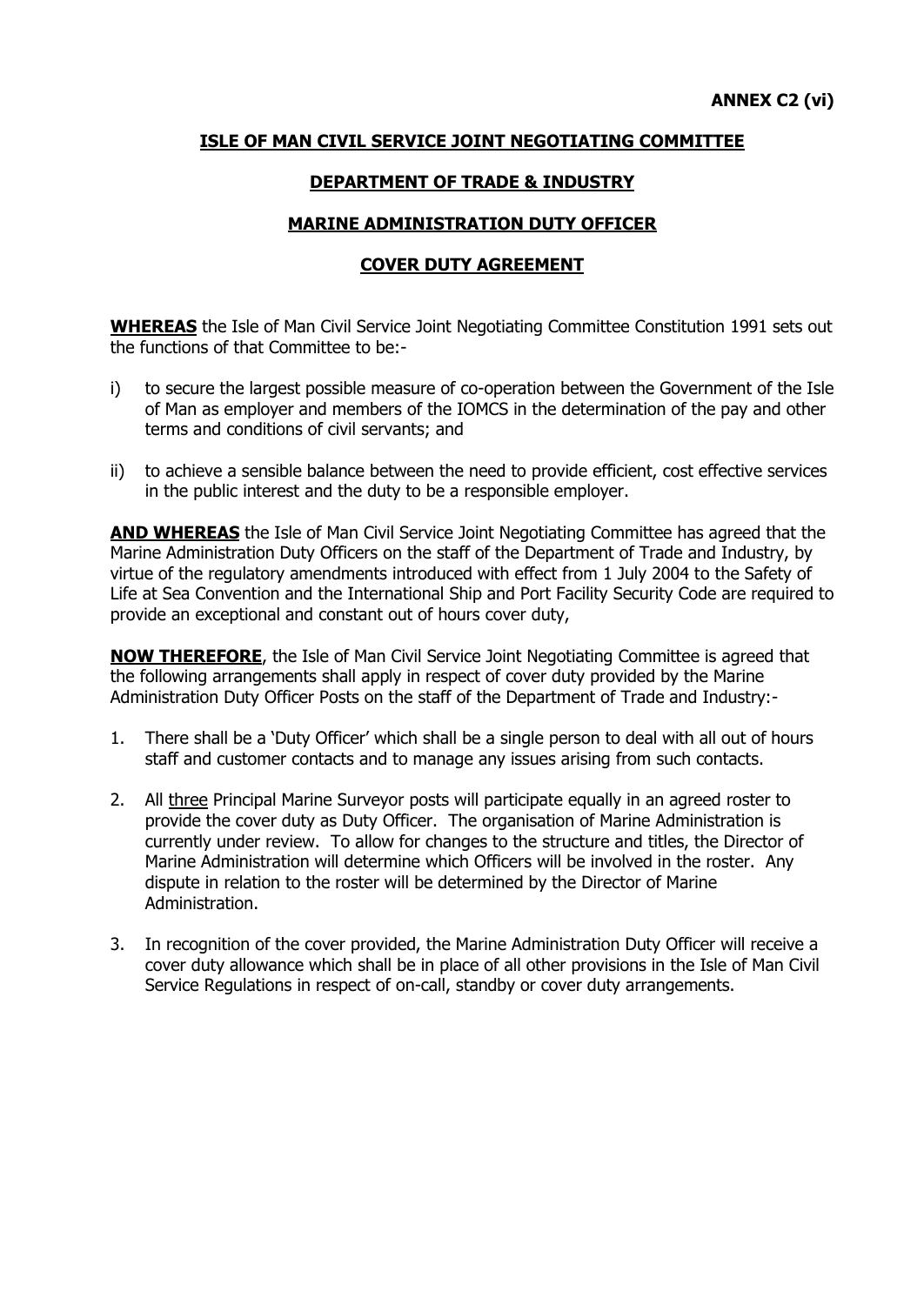**ANNEX C2 (vi)**

## ISLE OF MAN CIVIL SERVICE JOINT NEGOTIATING COMMITTEE

## DEPARTMENT OF TRADE & INDUSTRY

## MARINE ADMINISTRATION DUTY OFFICER

## COVER DUTY AGREEMENT

**WHEREAS** the Isle of Man Civil Service Joint Negotiating Committee Constitution 1991 sets out the functions of that Committee to be:-

i) to secure the largest possible measure of co-operation between the Government of the Isle of Man as employer and members of the IOMCS in the determination of the pay and other terms and conditions of civil servants; and

ii) to achieve a sensible balance between the need to provide efficient, cost effective services in the public interest and the duty to be a responsible employer.

**AND WHEREAS** the Isle of Man Civil Service Joint Negotiating Committee has agreed that the Marine Administration Duty Officers on the staff of the Department of Trade and Industry, by virtue of the regulatory amendments introduced with effect from 1 July 2004 to the Safety of Life at Sea Convention and the International Ship and Port Facility Security Code are required to provide an exceptional and constant out of hours cover duty,

**NOW THEREFORE**, the Isle of Man Civil Service Joint Negotiating Committee is agreed that the following arrangements shall apply in respect of cover duty provided by the Marine Administration Duty Officer Posts on the staff of the Department of Trade and Industry:-

1. There shall be a 'Duty Officer' which shall be a single person to deal with all out of hours staff and customer contacts and to manage any issues arising from such contacts.

2. All <u>three</u> Principal Marine Surveyor posts will participate equally in an agreed roster to provide the cover duty as Duty Officer. The organisation of Marine Administration is currently under review. To allow for changes to the structure and titles, the Director of Marine Administration will determine which Officers will be involved in the roster. Any dispute in relation to the roster will be determined by the Director of Marine Administration.

3. In recognition of the cover provided, the Marine Administration Duty Officer will receive a cover duty allowance which shall be in place of all other provisions in the Isle of Man Civil Service Regulations in respect of on-call, standby or cover duty arrangements.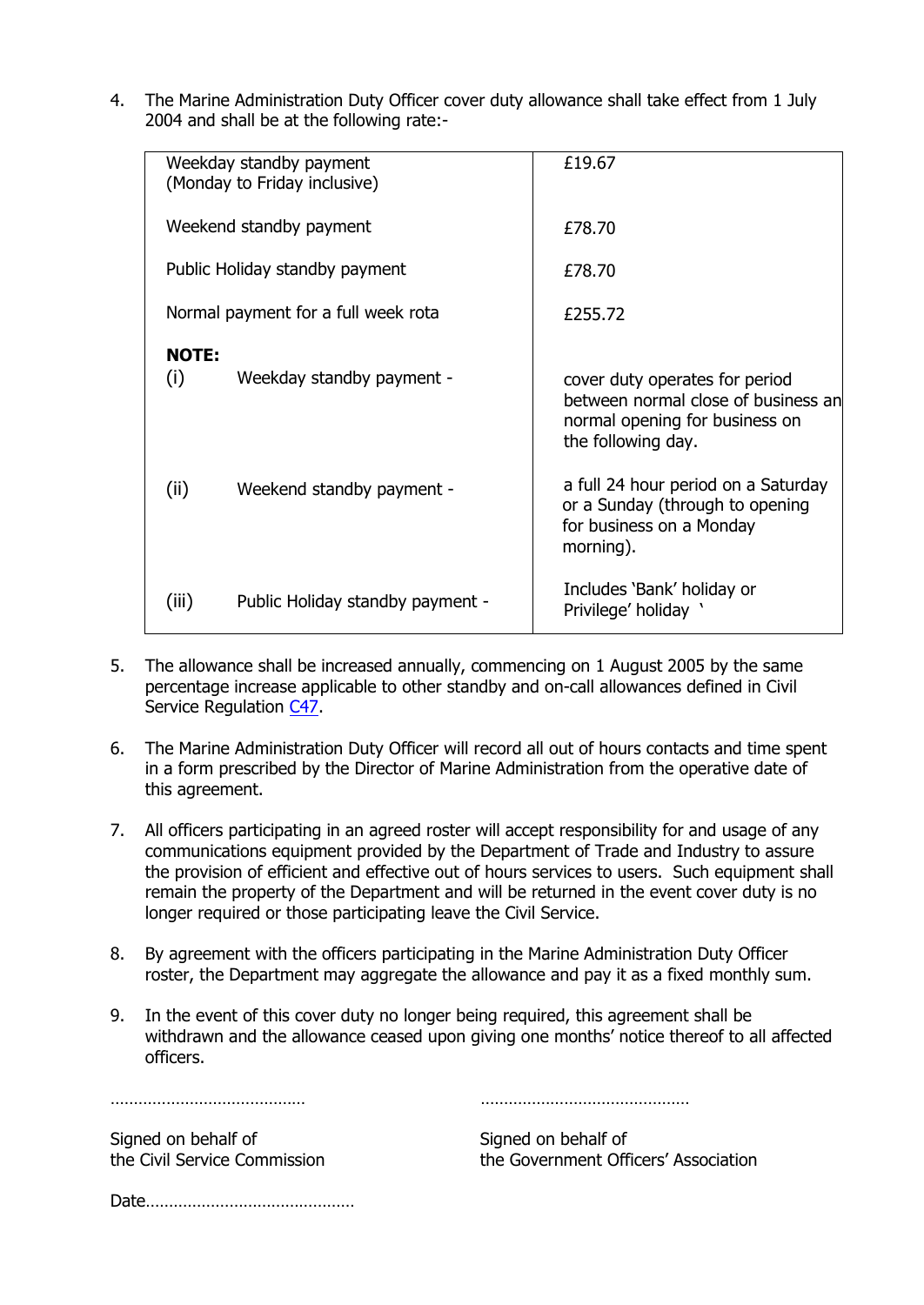4. The Marine Administration Duty Officer cover duty allowance shall take effect from 1 July 2004 and shall be at the following rate:-

| | |
|---|---|
| Weekday standby payment (Monday to Friday inclusive) | £19.67 |
| Weekend standby payment | £78.70 |
| Public Holiday standby payment | £78.70 |
| Normal payment for a full week rota | £255.72 |
| **NOTE:** | |
| (i) Weekday standby payment - | cover duty operates for period between normal close of business an normal opening for business on the following day. |
| (ii) Weekend standby payment - | a full 24 hour period on a Saturday or a Sunday (through to opening for business on a Monday morning). |
| (iii) Public Holiday standby payment - | Includes 'Bank' holiday or Privilege' holiday ' |

5. The allowance shall be increased annually, commencing on 1 August 2005 by the same percentage increase applicable to other standby and on-call allowances defined in Civil Service Regulation C47.

6. The Marine Administration Duty Officer will record all out of hours contacts and time spent in a form prescribed by the Director of Marine Administration from the operative date of this agreement.

7. All officers participating in an agreed roster will accept responsibility for and usage of any communications equipment provided by the Department of Trade and Industry to assure the provision of efficient and effective out of hours services to users. Such equipment shall remain the property of the Department and will be returned in the event cover duty is no longer required or those participating leave the Civil Service.

8. By agreement with the officers participating in the Marine Administration Duty Officer roster, the Department may aggregate the allowance and pay it as a fixed monthly sum.

9. In the event of this cover duty no longer being required, this agreement shall be withdrawn and the allowance ceased upon giving one months' notice thereof to all affected officers.

……………………………………

Signed on behalf of
the Civil Service Commission

……………………………………

Signed on behalf of
the Government Officers' Association

Date………………………………………